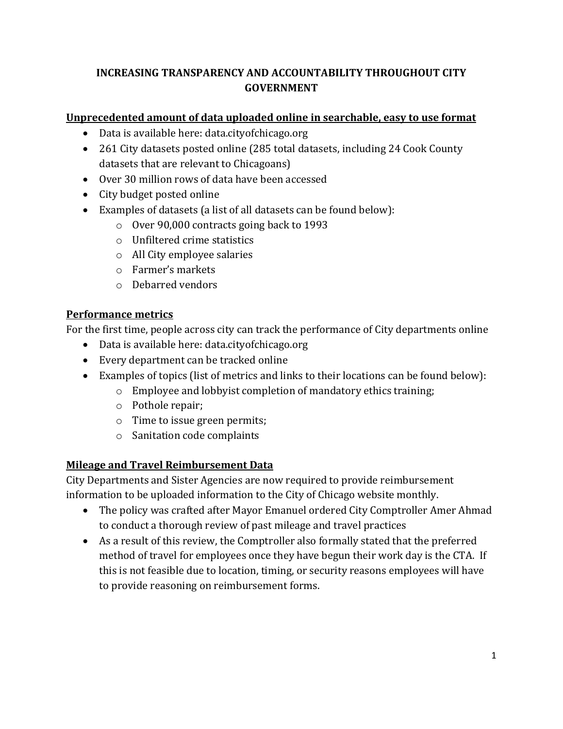# INCREASING TRANSPARENCY AND ACCOUNTABILITY THROUGHOUT CITY GOVERNMENT

## Unprecedented amount of data uploaded online in searchable, easy to use format

- Data is available here: data.cityofchicago.org
- 261 City datasets posted online (285 total datasets, including 24 Cook County datasets that are relevant to Chicagoans)
- Over 30 million rows of data have been accessed
- City budget posted online
- Examples of datasets (a list of all datasets can be found below):
  - Over 90,000 contracts going back to 1993
  - Unfiltered crime statistics
  - All City employee salaries
  - Farmer's markets
  - Debarred vendors

## Performance metrics

For the first time, people across city can track the performance of City departments online

- Data is available here: data.cityofchicago.org
- Every department can be tracked online
- Examples of topics (list of metrics and links to their locations can be found below):
  - Employee and lobbyist completion of mandatory ethics training;
  - Pothole repair;
  - Time to issue green permits;
  - Sanitation code complaints

## Mileage and Travel Reimbursement Data

City Departments and Sister Agencies are now required to provide reimbursement information to be uploaded information to the City of Chicago website monthly.

- The policy was crafted after Mayor Emanuel ordered City Comptroller Amer Ahmad to conduct a thorough review of past mileage and travel practices
- As a result of this review, the Comptroller also formally stated that the preferred method of travel for employees once they have begun their work day is the CTA. If this is not feasible due to location, timing, or security reasons employees will have to provide reasoning on reimbursement forms.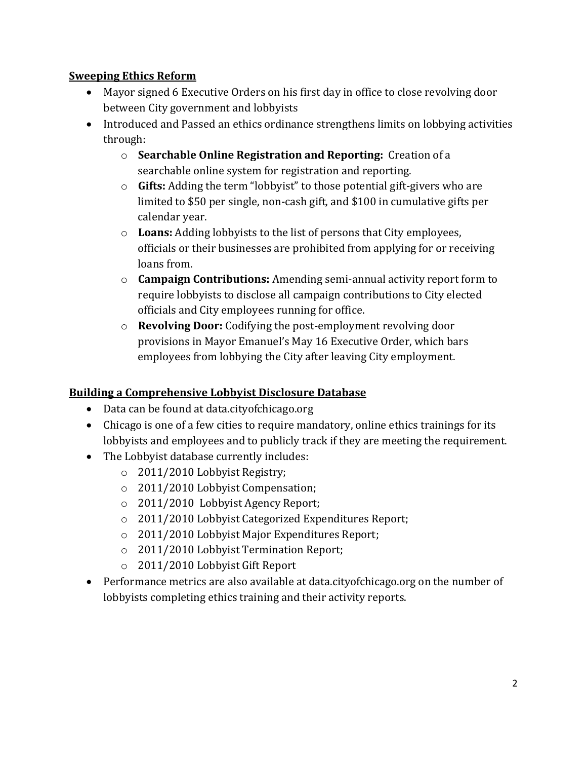## Sweeping Ethics Reform

- Mayor signed 6 Executive Orders on his first day in office to close revolving door between City government and lobbyists
- Introduced and Passed an ethics ordinance strengthens limits on lobbying activities through:
  - **Searchable Online Registration and Reporting:** Creation of a searchable online system for registration and reporting.
  - **Gifts:** Adding the term "lobbyist" to those potential gift-givers who are limited to $50 per single, non-cash gift, and $100 in cumulative gifts per calendar year.
  - **Loans:** Adding lobbyists to the list of persons that City employees, officials or their businesses are prohibited from applying for or receiving loans from.
  - **Campaign Contributions:** Amending semi-annual activity report form to require lobbyists to disclose all campaign contributions to City elected officials and City employees running for office.
  - **Revolving Door:** Codifying the post-employment revolving door provisions in Mayor Emanuel's May 16 Executive Order, which bars employees from lobbying the City after leaving City employment.

## Building a Comprehensive Lobbyist Disclosure Database

- Data can be found at data.cityofchicago.org
- Chicago is one of a few cities to require mandatory, online ethics trainings for its lobbyists and employees and to publicly track if they are meeting the requirement.
- The Lobbyist database currently includes:
  - 2011/2010 Lobbyist Registry;
  - 2011/2010 Lobbyist Compensation;
  - 2011/2010 Lobbyist Agency Report;
  - 2011/2010 Lobbyist Categorized Expenditures Report;
  - 2011/2010 Lobbyist Major Expenditures Report;
  - 2011/2010 Lobbyist Termination Report;
  - 2011/2010 Lobbyist Gift Report
- Performance metrics are also available at data.cityofchicago.org on the number of lobbyists completing ethics training and their activity reports.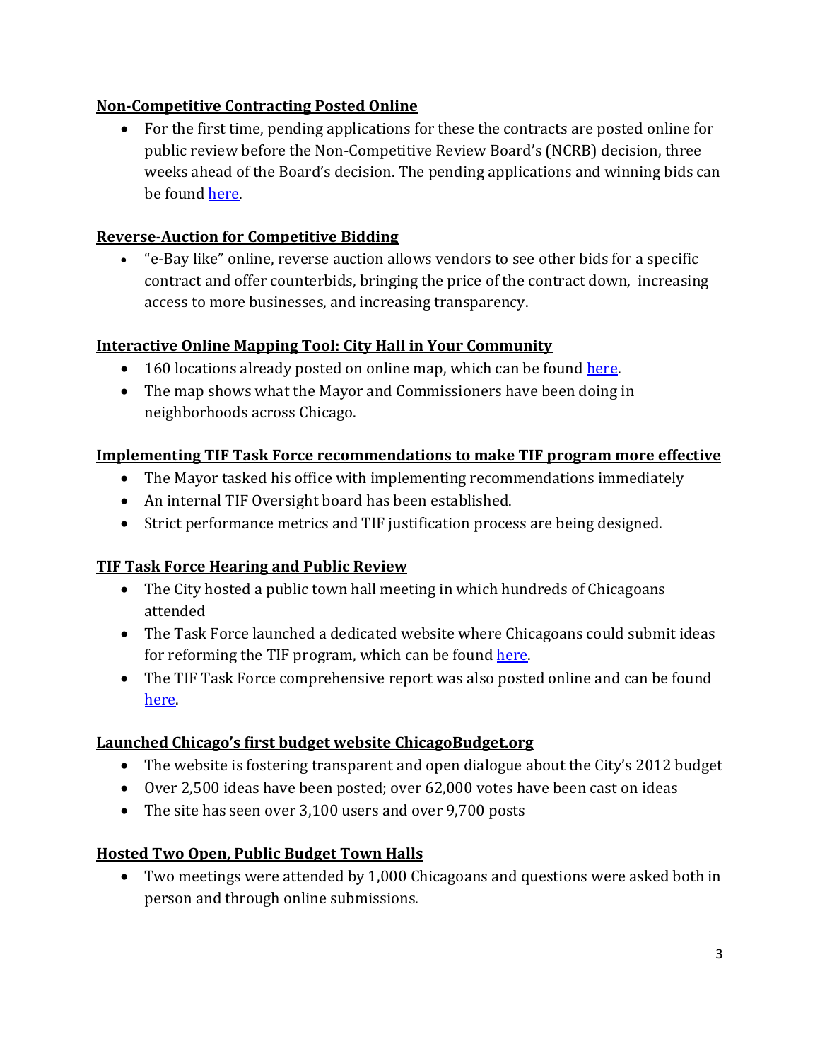**Non-Competitive Contracting Posted Online**

- For the first time, pending applications for these the contracts are posted online for public review before the Non-Competitive Review Board's (NCRB) decision, three weeks ahead of the Board's decision. The pending applications and winning bids can be found here.

**Reverse-Auction for Competitive Bidding**

- "e-Bay like" online, reverse auction allows vendors to see other bids for a specific contract and offer counterbids, bringing the price of the contract down, increasing access to more businesses, and increasing transparency.

**Interactive Online Mapping Tool: City Hall in Your Community**

- 160 locations already posted on online map, which can be found here.
- The map shows what the Mayor and Commissioners have been doing in neighborhoods across Chicago.

**Implementing TIF Task Force recommendations to make TIF program more effective**

- The Mayor tasked his office with implementing recommendations immediately
- An internal TIF Oversight board has been established.
- Strict performance metrics and TIF justification process are being designed.

**TIF Task Force Hearing and Public Review**

- The City hosted a public town hall meeting in which hundreds of Chicagoans attended
- The Task Force launched a dedicated website where Chicagoans could submit ideas for reforming the TIF program, which can be found here.
- The TIF Task Force comprehensive report was also posted online and can be found here.

**Launched Chicago's first budget website ChicagoBudget.org**

- The website is fostering transparent and open dialogue about the City's 2012 budget
- Over 2,500 ideas have been posted; over 62,000 votes have been cast on ideas
- The site has seen over 3,100 users and over 9,700 posts

**Hosted Two Open, Public Budget Town Halls**

- Two meetings were attended by 1,000 Chicagoans and questions were asked both in person and through online submissions.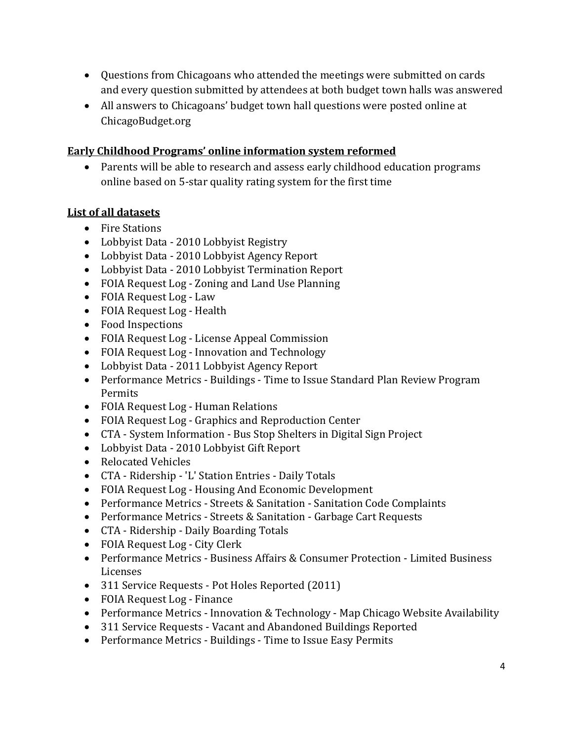- Questions from Chicagoans who attended the meetings were submitted on cards and every question submitted by attendees at both budget town halls was answered
- All answers to Chicagoans' budget town hall questions were posted online at ChicagoBudget.org

**<u>Early Childhood Programs' online information system reformed</u>**

- Parents will be able to research and assess early childhood education programs online based on 5-star quality rating system for the first time

**<u>List of all datasets</u>**

- Fire Stations
- Lobbyist Data - 2010 Lobbyist Registry
- Lobbyist Data - 2010 Lobbyist Agency Report
- Lobbyist Data - 2010 Lobbyist Termination Report
- FOIA Request Log - Zoning and Land Use Planning
- FOIA Request Log - Law
- FOIA Request Log - Health
- Food Inspections
- FOIA Request Log - License Appeal Commission
- FOIA Request Log - Innovation and Technology
- Lobbyist Data - 2011 Lobbyist Agency Report
- Performance Metrics - Buildings - Time to Issue Standard Plan Review Program Permits
- FOIA Request Log - Human Relations
- FOIA Request Log - Graphics and Reproduction Center
- CTA - System Information - Bus Stop Shelters in Digital Sign Project
- Lobbyist Data - 2010 Lobbyist Gift Report
- Relocated Vehicles
- CTA - Ridership - 'L' Station Entries - Daily Totals
- FOIA Request Log - Housing And Economic Development
- Performance Metrics - Streets & Sanitation - Sanitation Code Complaints
- Performance Metrics - Streets & Sanitation - Garbage Cart Requests
- CTA - Ridership - Daily Boarding Totals
- FOIA Request Log - City Clerk
- Performance Metrics - Business Affairs & Consumer Protection - Limited Business Licenses
- 311 Service Requests - Pot Holes Reported (2011)
- FOIA Request Log - Finance
- Performance Metrics - Innovation & Technology - Map Chicago Website Availability
- 311 Service Requests - Vacant and Abandoned Buildings Reported
- Performance Metrics - Buildings - Time to Issue Easy Permits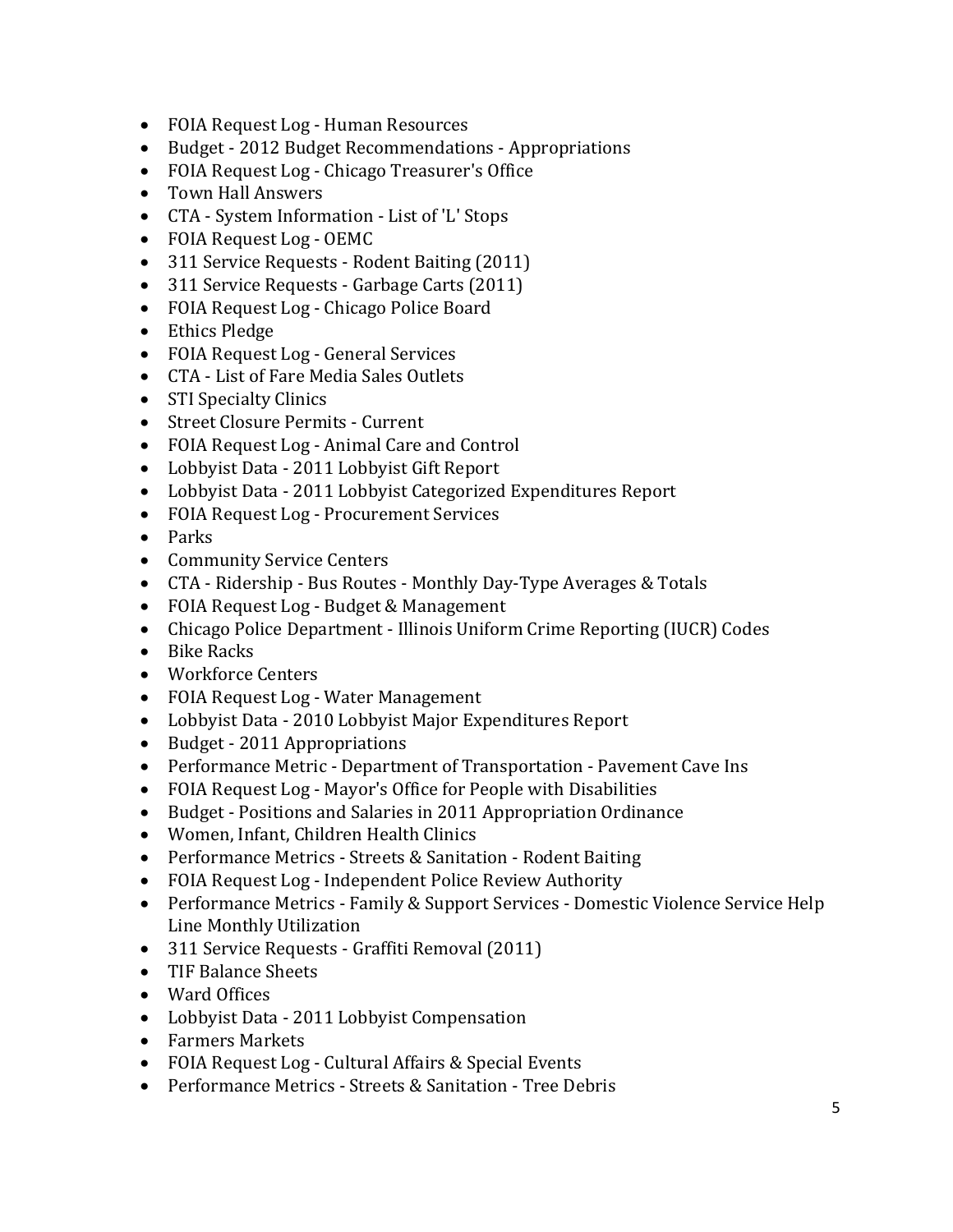- FOIA Request Log - Human Resources
- Budget - 2012 Budget Recommendations - Appropriations
- FOIA Request Log - Chicago Treasurer's Office
- Town Hall Answers
- CTA - System Information - List of 'L' Stops
- FOIA Request Log - OEMC
- 311 Service Requests - Rodent Baiting (2011)
- 311 Service Requests - Garbage Carts (2011)
- FOIA Request Log - Chicago Police Board
- Ethics Pledge
- FOIA Request Log - General Services
- CTA - List of Fare Media Sales Outlets
- STI Specialty Clinics
- Street Closure Permits - Current
- FOIA Request Log - Animal Care and Control
- Lobbyist Data - 2011 Lobbyist Gift Report
- Lobbyist Data - 2011 Lobbyist Categorized Expenditures Report
- FOIA Request Log - Procurement Services
- Parks
- Community Service Centers
- CTA - Ridership - Bus Routes - Monthly Day-Type Averages & Totals
- FOIA Request Log - Budget & Management
- Chicago Police Department - Illinois Uniform Crime Reporting (IUCR) Codes
- Bike Racks
- Workforce Centers
- FOIA Request Log - Water Management
- Lobbyist Data - 2010 Lobbyist Major Expenditures Report
- Budget - 2011 Appropriations
- Performance Metric - Department of Transportation - Pavement Cave Ins
- FOIA Request Log - Mayor's Office for People with Disabilities
- Budget - Positions and Salaries in 2011 Appropriation Ordinance
- Women, Infant, Children Health Clinics
- Performance Metrics - Streets & Sanitation - Rodent Baiting
- FOIA Request Log - Independent Police Review Authority
- Performance Metrics - Family & Support Services - Domestic Violence Service Help Line Monthly Utilization
- 311 Service Requests - Graffiti Removal (2011)
- TIF Balance Sheets
- Ward Offices
- Lobbyist Data - 2011 Lobbyist Compensation
- Farmers Markets
- FOIA Request Log - Cultural Affairs & Special Events
- Performance Metrics - Streets & Sanitation - Tree Debris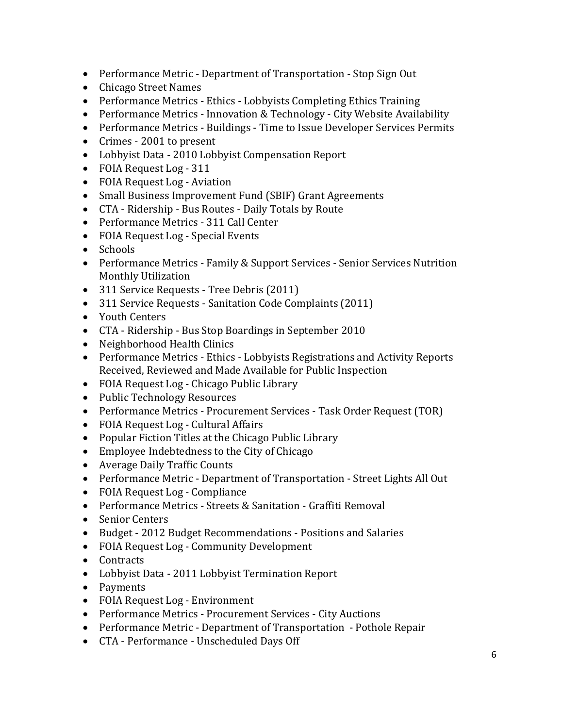- Performance Metric - Department of Transportation - Stop Sign Out
- Chicago Street Names
- Performance Metrics - Ethics - Lobbyists Completing Ethics Training
- Performance Metrics - Innovation & Technology - City Website Availability
- Performance Metrics - Buildings - Time to Issue Developer Services Permits
- Crimes - 2001 to present
- Lobbyist Data - 2010 Lobbyist Compensation Report
- FOIA Request Log - 311
- FOIA Request Log - Aviation
- Small Business Improvement Fund (SBIF) Grant Agreements
- CTA - Ridership - Bus Routes - Daily Totals by Route
- Performance Metrics - 311 Call Center
- FOIA Request Log - Special Events
- Schools
- Performance Metrics - Family & Support Services - Senior Services Nutrition Monthly Utilization
- 311 Service Requests - Tree Debris (2011)
- 311 Service Requests - Sanitation Code Complaints (2011)
- Youth Centers
- CTA - Ridership - Bus Stop Boardings in September 2010
- Neighborhood Health Clinics
- Performance Metrics - Ethics - Lobbyists Registrations and Activity Reports Received, Reviewed and Made Available for Public Inspection
- FOIA Request Log - Chicago Public Library
- Public Technology Resources
- Performance Metrics - Procurement Services - Task Order Request (TOR)
- FOIA Request Log - Cultural Affairs
- Popular Fiction Titles at the Chicago Public Library
- Employee Indebtedness to the City of Chicago
- Average Daily Traffic Counts
- Performance Metric - Department of Transportation - Street Lights All Out
- FOIA Request Log - Compliance
- Performance Metrics - Streets & Sanitation - Graffiti Removal
- Senior Centers
- Budget - 2012 Budget Recommendations - Positions and Salaries
- FOIA Request Log - Community Development
- Contracts
- Lobbyist Data - 2011 Lobbyist Termination Report
- Payments
- FOIA Request Log - Environment
- Performance Metrics - Procurement Services - City Auctions
- Performance Metric - Department of Transportation - Pothole Repair
- CTA - Performance - Unscheduled Days Off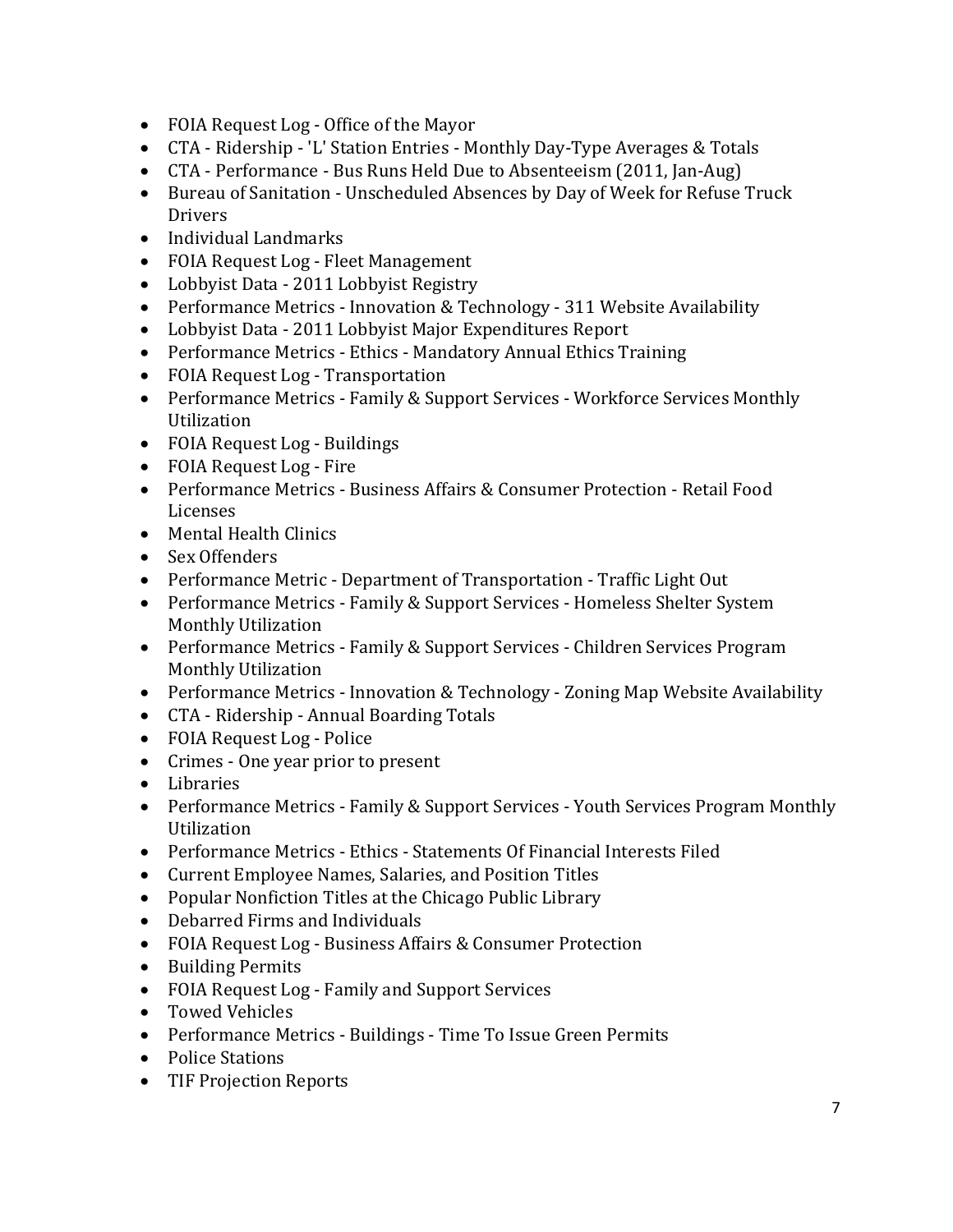- FOIA Request Log - Office of the Mayor
- CTA - Ridership - 'L' Station Entries - Monthly Day-Type Averages & Totals
- CTA - Performance - Bus Runs Held Due to Absenteeism (2011, Jan-Aug)
- Bureau of Sanitation - Unscheduled Absences by Day of Week for Refuse Truck Drivers
- Individual Landmarks
- FOIA Request Log - Fleet Management
- Lobbyist Data - 2011 Lobbyist Registry
- Performance Metrics - Innovation & Technology - 311 Website Availability
- Lobbyist Data - 2011 Lobbyist Major Expenditures Report
- Performance Metrics - Ethics - Mandatory Annual Ethics Training
- FOIA Request Log - Transportation
- Performance Metrics - Family & Support Services - Workforce Services Monthly Utilization
- FOIA Request Log - Buildings
- FOIA Request Log - Fire
- Performance Metrics - Business Affairs & Consumer Protection - Retail Food Licenses
- Mental Health Clinics
- Sex Offenders
- Performance Metric - Department of Transportation - Traffic Light Out
- Performance Metrics - Family & Support Services - Homeless Shelter System Monthly Utilization
- Performance Metrics - Family & Support Services - Children Services Program Monthly Utilization
- Performance Metrics - Innovation & Technology - Zoning Map Website Availability
- CTA - Ridership - Annual Boarding Totals
- FOIA Request Log - Police
- Crimes - One year prior to present
- Libraries
- Performance Metrics - Family & Support Services - Youth Services Program Monthly Utilization
- Performance Metrics - Ethics - Statements Of Financial Interests Filed
- Current Employee Names, Salaries, and Position Titles
- Popular Nonfiction Titles at the Chicago Public Library
- Debarred Firms and Individuals
- FOIA Request Log - Business Affairs & Consumer Protection
- Building Permits
- FOIA Request Log - Family and Support Services
- Towed Vehicles
- Performance Metrics - Buildings - Time To Issue Green Permits
- Police Stations
- TIF Projection Reports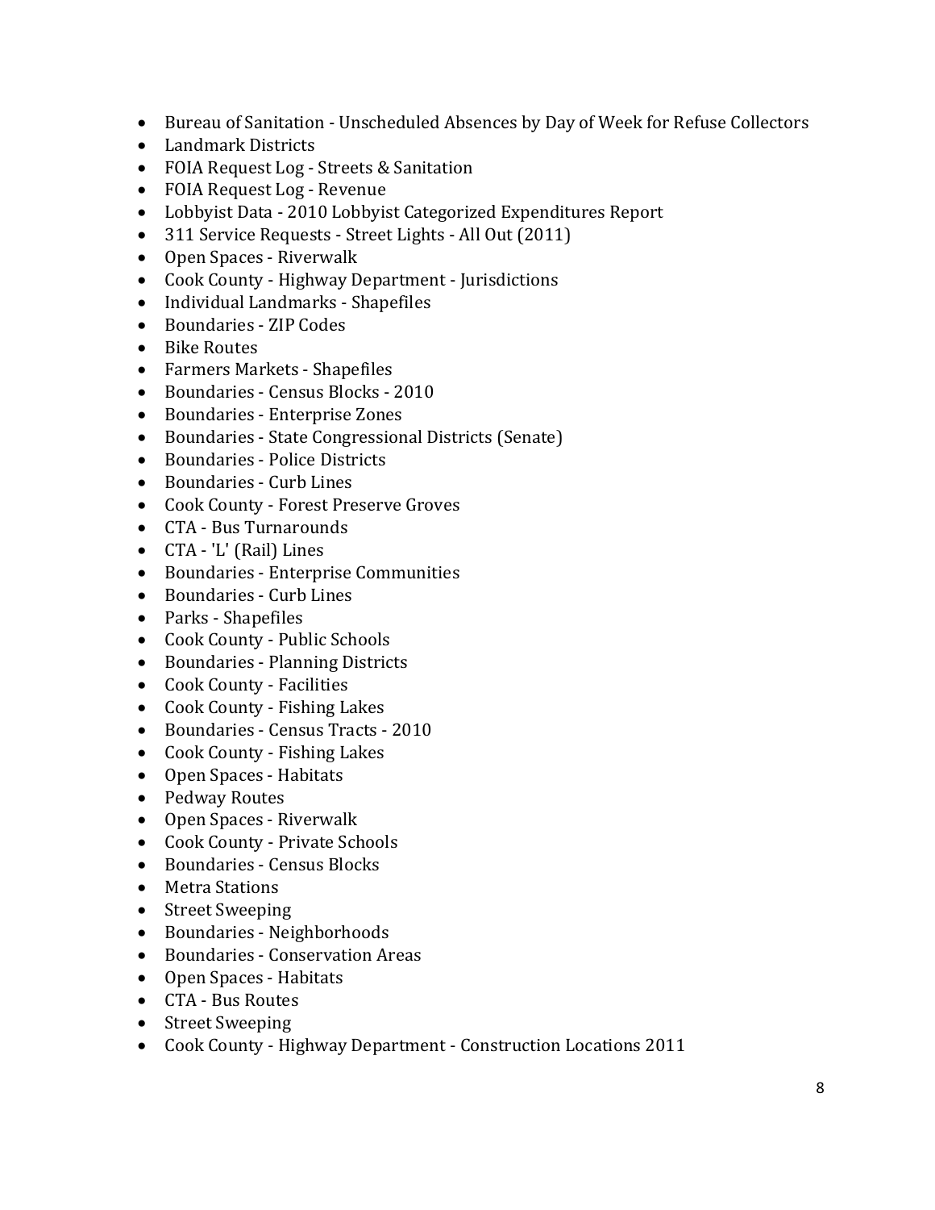- Bureau of Sanitation - Unscheduled Absences by Day of Week for Refuse Collectors
- Landmark Districts
- FOIA Request Log - Streets & Sanitation
- FOIA Request Log - Revenue
- Lobbyist Data - 2010 Lobbyist Categorized Expenditures Report
- 311 Service Requests - Street Lights - All Out (2011)
- Open Spaces - Riverwalk
- Cook County - Highway Department - Jurisdictions
- Individual Landmarks - Shapefiles
- Boundaries - ZIP Codes
- Bike Routes
- Farmers Markets - Shapefiles
- Boundaries - Census Blocks - 2010
- Boundaries - Enterprise Zones
- Boundaries - State Congressional Districts (Senate)
- Boundaries - Police Districts
- Boundaries - Curb Lines
- Cook County - Forest Preserve Groves
- CTA - Bus Turnarounds
- CTA - 'L' (Rail) Lines
- Boundaries - Enterprise Communities
- Boundaries - Curb Lines
- Parks - Shapefiles
- Cook County - Public Schools
- Boundaries - Planning Districts
- Cook County - Facilities
- Cook County - Fishing Lakes
- Boundaries - Census Tracts - 2010
- Cook County - Fishing Lakes
- Open Spaces - Habitats
- Pedway Routes
- Open Spaces - Riverwalk
- Cook County - Private Schools
- Boundaries - Census Blocks
- Metra Stations
- Street Sweeping
- Boundaries - Neighborhoods
- Boundaries - Conservation Areas
- Open Spaces - Habitats
- CTA - Bus Routes
- Street Sweeping
- Cook County - Highway Department - Construction Locations 2011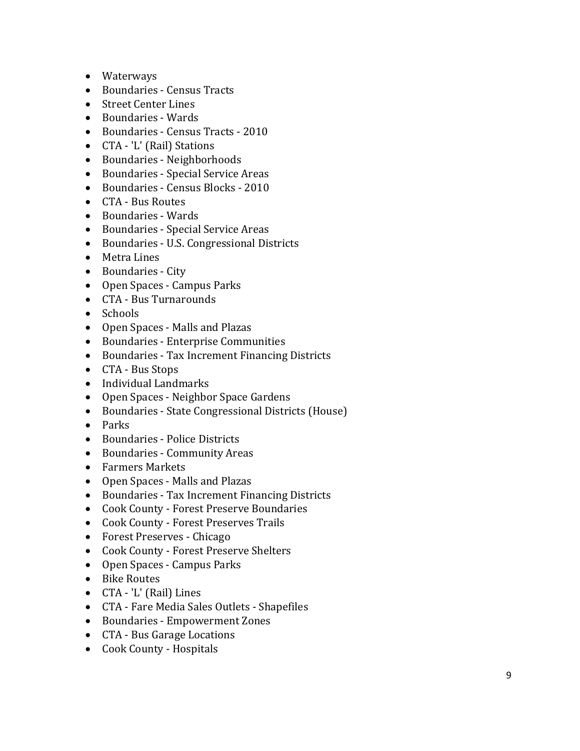- Waterways
- Boundaries - Census Tracts
- Street Center Lines
- Boundaries - Wards
- Boundaries - Census Tracts - 2010
- CTA - 'L' (Rail) Stations
- Boundaries - Neighborhoods
- Boundaries - Special Service Areas
- Boundaries - Census Blocks - 2010
- CTA - Bus Routes
- Boundaries - Wards
- Boundaries - Special Service Areas
- Boundaries - U.S. Congressional Districts
- Metra Lines
- Boundaries - City
- Open Spaces - Campus Parks
- CTA - Bus Turnarounds
- Schools
- Open Spaces - Malls and Plazas
- Boundaries - Enterprise Communities
- Boundaries - Tax Increment Financing Districts
- CTA - Bus Stops
- Individual Landmarks
- Open Spaces - Neighbor Space Gardens
- Boundaries - State Congressional Districts (House)
- Parks
- Boundaries - Police Districts
- Boundaries - Community Areas
- Farmers Markets
- Open Spaces - Malls and Plazas
- Boundaries - Tax Increment Financing Districts
- Cook County - Forest Preserve Boundaries
- Cook County - Forest Preserves Trails
- Forest Preserves - Chicago
- Cook County - Forest Preserve Shelters
- Open Spaces - Campus Parks
- Bike Routes
- CTA - 'L' (Rail) Lines
- CTA - Fare Media Sales Outlets - Shapefiles
- Boundaries - Empowerment Zones
- CTA - Bus Garage Locations
- Cook County - Hospitals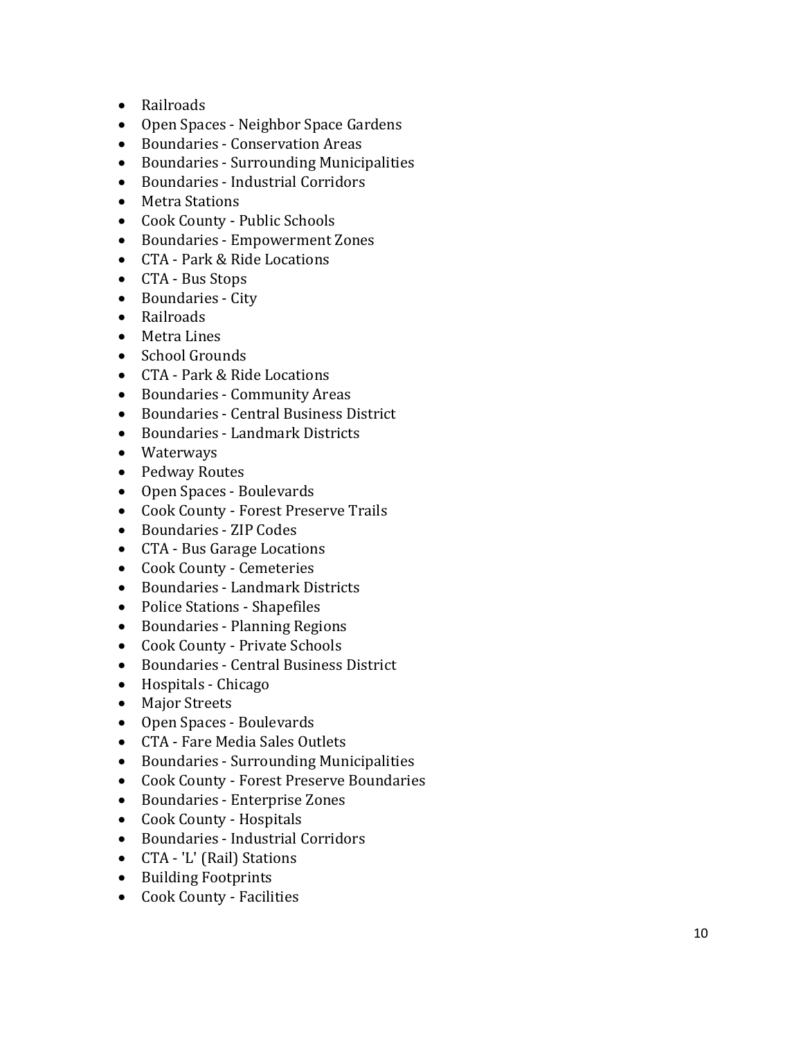- Railroads
- Open Spaces - Neighbor Space Gardens
- Boundaries - Conservation Areas
- Boundaries - Surrounding Municipalities
- Boundaries - Industrial Corridors
- Metra Stations
- Cook County - Public Schools
- Boundaries - Empowerment Zones
- CTA - Park & Ride Locations
- CTA - Bus Stops
- Boundaries - City
- Railroads
- Metra Lines
- School Grounds
- CTA - Park & Ride Locations
- Boundaries - Community Areas
- Boundaries - Central Business District
- Boundaries - Landmark Districts
- Waterways
- Pedway Routes
- Open Spaces - Boulevards
- Cook County - Forest Preserve Trails
- Boundaries - ZIP Codes
- CTA - Bus Garage Locations
- Cook County - Cemeteries
- Boundaries - Landmark Districts
- Police Stations - Shapefiles
- Boundaries - Planning Regions
- Cook County - Private Schools
- Boundaries - Central Business District
- Hospitals - Chicago
- Major Streets
- Open Spaces - Boulevards
- CTA - Fare Media Sales Outlets
- Boundaries - Surrounding Municipalities
- Cook County - Forest Preserve Boundaries
- Boundaries - Enterprise Zones
- Cook County - Hospitals
- Boundaries - Industrial Corridors
- CTA - 'L' (Rail) Stations
- Building Footprints
- Cook County - Facilities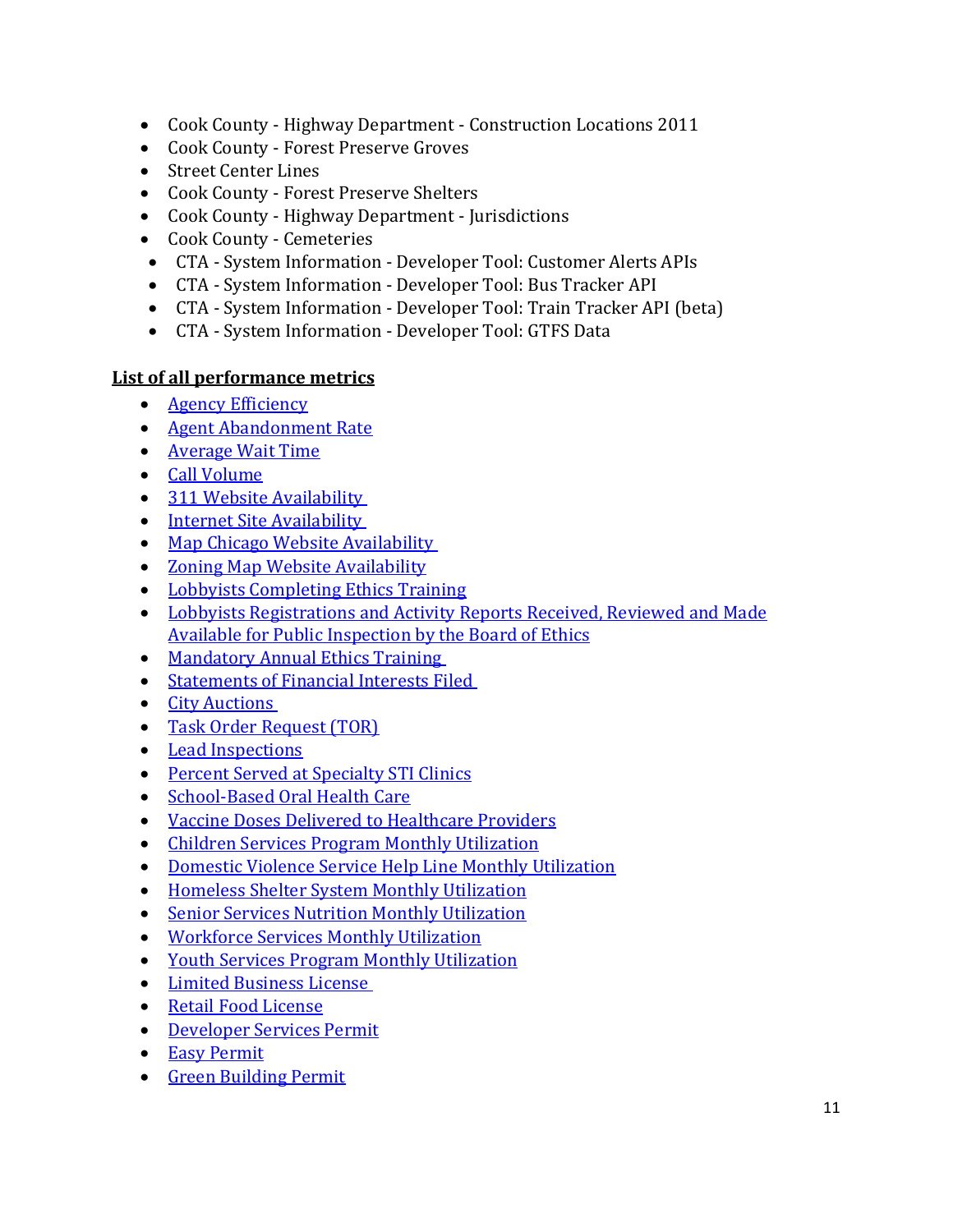- Cook County - Highway Department - Construction Locations 2011
- Cook County - Forest Preserve Groves
- Street Center Lines
- Cook County - Forest Preserve Shelters
- Cook County - Highway Department - Jurisdictions
- Cook County - Cemeteries
- CTA - System Information - Developer Tool: Customer Alerts APIs
- CTA - System Information - Developer Tool: Bus Tracker API
- CTA - System Information - Developer Tool: Train Tracker API (beta)
- CTA - System Information - Developer Tool: GTFS Data

**List of all performance metrics**

- Agency Efficiency
- Agent Abandonment Rate
- Average Wait Time
- Call Volume
- 311 Website Availability
- Internet Site Availability
- Map Chicago Website Availability
- Zoning Map Website Availability
- Lobbyists Completing Ethics Training
- Lobbyists Registrations and Activity Reports Received, Reviewed and Made Available for Public Inspection by the Board of Ethics
- Mandatory Annual Ethics Training
- Statements of Financial Interests Filed
- City Auctions
- Task Order Request (TOR)
- Lead Inspections
- Percent Served at Specialty STI Clinics
- School-Based Oral Health Care
- Vaccine Doses Delivered to Healthcare Providers
- Children Services Program Monthly Utilization
- Domestic Violence Service Help Line Monthly Utilization
- Homeless Shelter System Monthly Utilization
- Senior Services Nutrition Monthly Utilization
- Workforce Services Monthly Utilization
- Youth Services Program Monthly Utilization
- Limited Business License
- Retail Food License
- Developer Services Permit
- Easy Permit
- Green Building Permit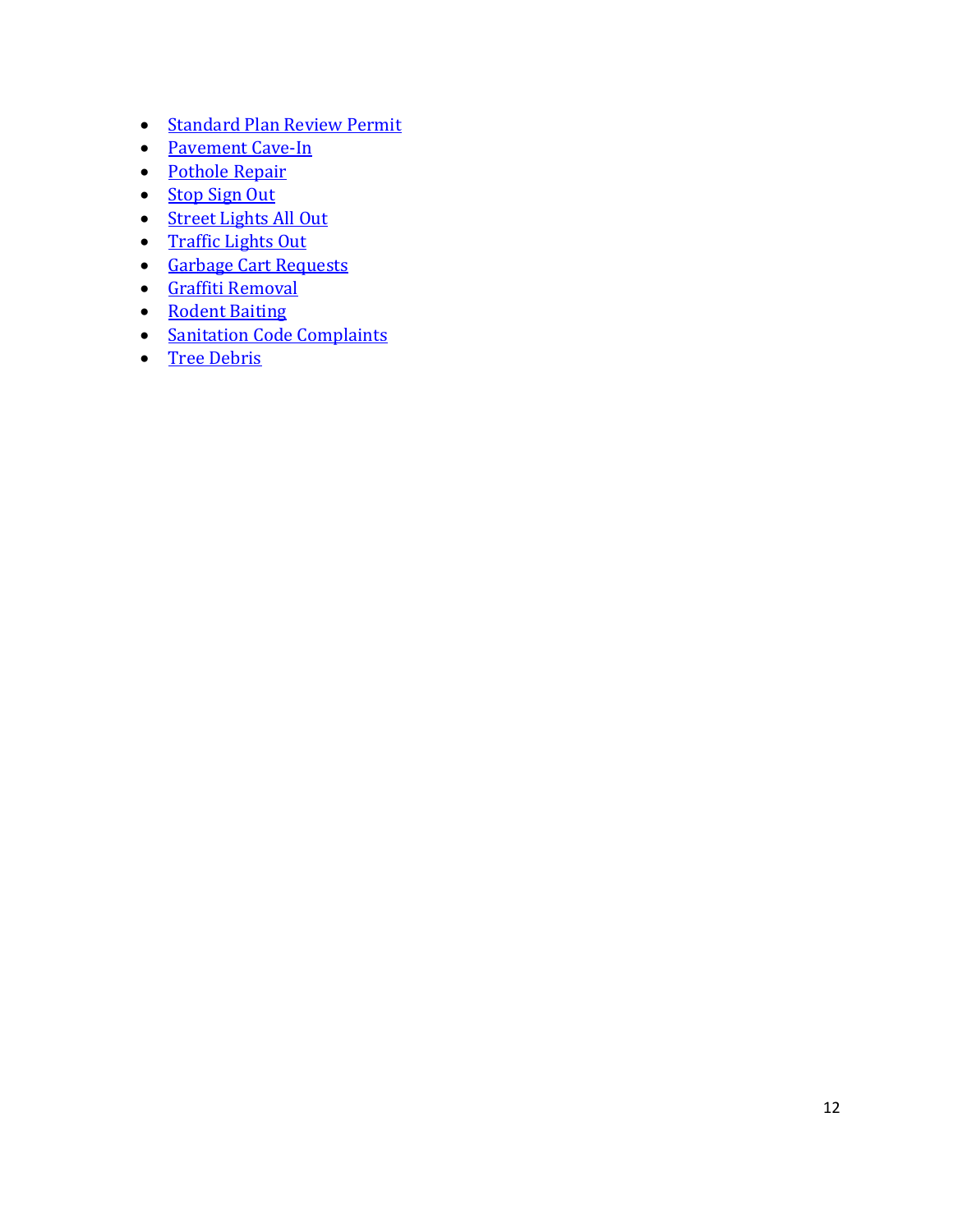- Standard Plan Review Permit
- Pavement Cave-In
- Pothole Repair
- Stop Sign Out
- Street Lights All Out
- Traffic Lights Out
- Garbage Cart Requests
- Graffiti Removal
- Rodent Baiting
- Sanitation Code Complaints
- Tree Debris